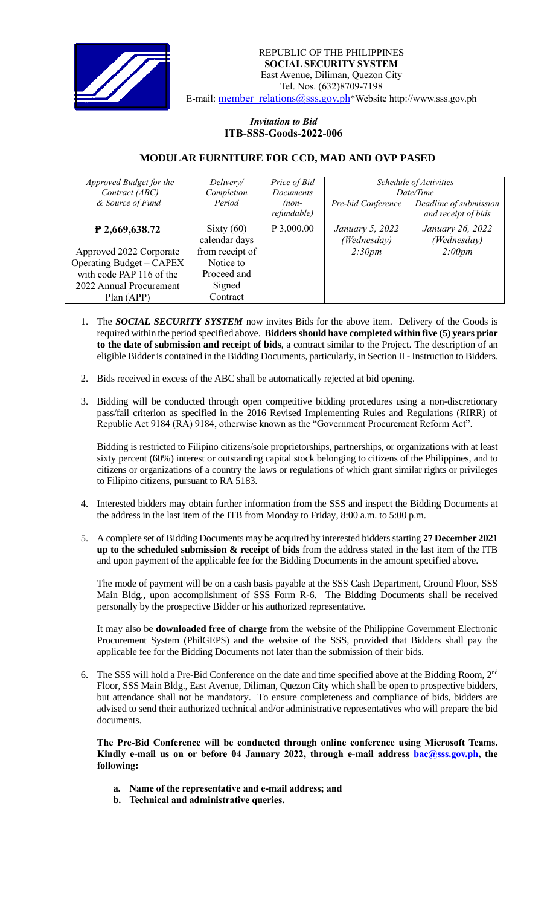REPUBLIC OF THE PHILIPPINES
**SOCIAL SECURITY SYSTEM**
East Avenue, Diliman, Quezon City
Tel. Nos. (632)8709-7198
E-mail: member_relations@sss.gov.ph*Website http://www.sss.gov.ph

*Invitation to Bid*
**ITB-SSS-Goods-2022-006**

## MODULAR FURNITURE FOR CCD, MAD AND OVP PASED

| *Approved Budget for the Contract (ABC) & Source of Fund* | *Delivery/ Completion Period* | *Price of Bid Documents (non-refundable)* | *Schedule of Activities Date/Time* | |
|---|---|---|---|---|
| | | | *Pre-bid Conference* | *Deadline of submission and receipt of bids* |
| **₱ 2,669,638.72**<br><br>Approved 2022 Corporate Operating Budget – CAPEX with code PAP 116 of the 2022 Annual Procurement Plan (APP) | Sixty (60) calendar days from receipt of Notice to Proceed and Signed Contract | P 3,000.00 | *January 5, 2022 (Wednesday) 2:30pm* | *January 26, 2022 (Wednesday) 2:00pm* |

1. The ***SOCIAL SECURITY SYSTEM*** now invites Bids for the above item. Delivery of the Goods is required within the period specified above. **Bidders should have completed within five (5) years prior to the date of submission and receipt of bids**, a contract similar to the Project. The description of an eligible Bidder is contained in the Bidding Documents, particularly, in Section II - Instruction to Bidders.

2. Bids received in excess of the ABC shall be automatically rejected at bid opening.

3. Bidding will be conducted through open competitive bidding procedures using a non-discretionary pass/fail criterion as specified in the 2016 Revised Implementing Rules and Regulations (RIRR) of Republic Act 9184 (RA) 9184, otherwise known as the "Government Procurement Reform Act".

   Bidding is restricted to Filipino citizens/sole proprietorships, partnerships, or organizations with at least sixty percent (60%) interest or outstanding capital stock belonging to citizens of the Philippines, and to citizens or organizations of a country the laws or regulations of which grant similar rights or privileges to Filipino citizens, pursuant to RA 5183.

4. Interested bidders may obtain further information from the SSS and inspect the Bidding Documents at the address in the last item of the ITB from Monday to Friday, 8:00 a.m. to 5:00 p.m.

5. A complete set of Bidding Documents may be acquired by interested bidders starting **27 December 2021 up to the scheduled submission & receipt of bids** from the address stated in the last item of the ITB and upon payment of the applicable fee for the Bidding Documents in the amount specified above.

   The mode of payment will be on a cash basis payable at the SSS Cash Department, Ground Floor, SSS Main Bldg., upon accomplishment of SSS Form R-6. The Bidding Documents shall be received personally by the prospective Bidder or his authorized representative.

   It may also be **downloaded free of charge** from the website of the Philippine Government Electronic Procurement System (PhilGEPS) and the website of the SSS, provided that Bidders shall pay the applicable fee for the Bidding Documents not later than the submission of their bids.

6. The SSS will hold a Pre-Bid Conference on the date and time specified above at the Bidding Room, 2nd Floor, SSS Main Bldg., East Avenue, Diliman, Quezon City which shall be open to prospective bidders, but attendance shall not be mandatory. To ensure completeness and compliance of bids, bidders are advised to send their authorized technical and/or administrative representatives who will prepare the bid documents.

   **The Pre-Bid Conference will be conducted through online conference using Microsoft Teams. Kindly e-mail us on or before 04 January 2022, through e-mail address bac@sss.gov.ph, the following:**

   **a. Name of the representative and e-mail address; and**
   **b. Technical and administrative queries.**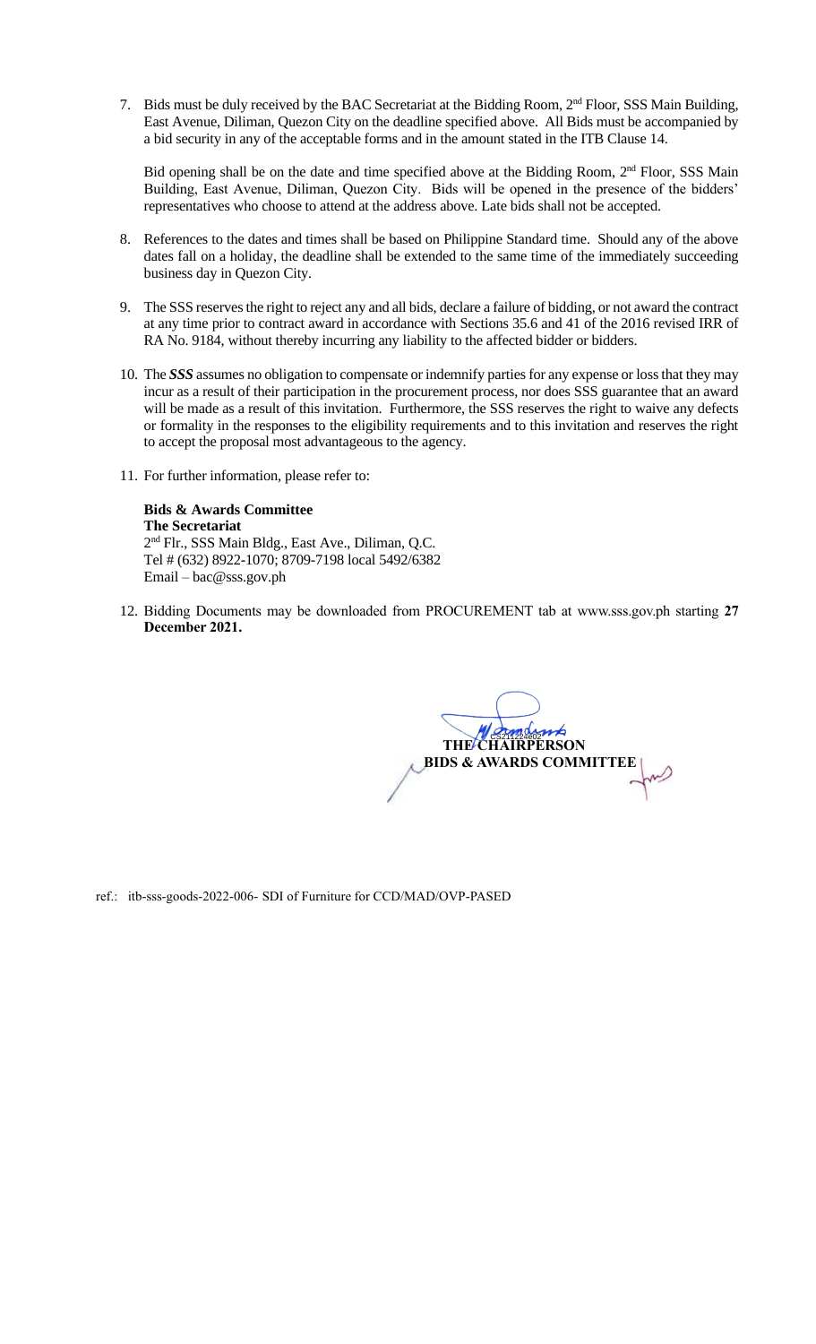7. Bids must be duly received by the BAC Secretariat at the Bidding Room, 2nd Floor, SSS Main Building, East Avenue, Diliman, Quezon City on the deadline specified above. All Bids must be accompanied by a bid security in any of the acceptable forms and in the amount stated in the ITB Clause 14.

   Bid opening shall be on the date and time specified above at the Bidding Room, 2nd Floor, SSS Main Building, East Avenue, Diliman, Quezon City. Bids will be opened in the presence of the bidders' representatives who choose to attend at the address above. Late bids shall not be accepted.

8. References to the dates and times shall be based on Philippine Standard time. Should any of the above dates fall on a holiday, the deadline shall be extended to the same time of the immediately succeeding business day in Quezon City.

9. The SSS reserves the right to reject any and all bids, declare a failure of bidding, or not award the contract at any time prior to contract award in accordance with Sections 35.6 and 41 of the 2016 revised IRR of RA No. 9184, without thereby incurring any liability to the affected bidder or bidders.

10. The ***SSS*** assumes no obligation to compensate or indemnify parties for any expense or loss that they may incur as a result of their participation in the procurement process, nor does SSS guarantee that an award will be made as a result of this invitation. Furthermore, the SSS reserves the right to waive any defects or formality in the responses to the eligibility requirements and to this invitation and reserves the right to accept the proposal most advantageous to the agency.

11. For further information, please refer to:

    **Bids & Awards Committee**
    **The Secretariat**
    2nd Flr., SSS Main Bldg., East Ave., Diliman, Q.C.
    Tel # (632) 8922-1070; 8709-7198 local 5492/6382
    Email – bac@sss.gov.ph

12. Bidding Documents may be downloaded from PROCUREMENT tab at www.sss.gov.ph starting **27 December 2021.**

CS211224802

**THE CHAIRPERSON**
**BIDS & AWARDS COMMITTEE**

ref.: itb-sss-goods-2022-006- SDI of Furniture for CCD/MAD/OVP-PASED